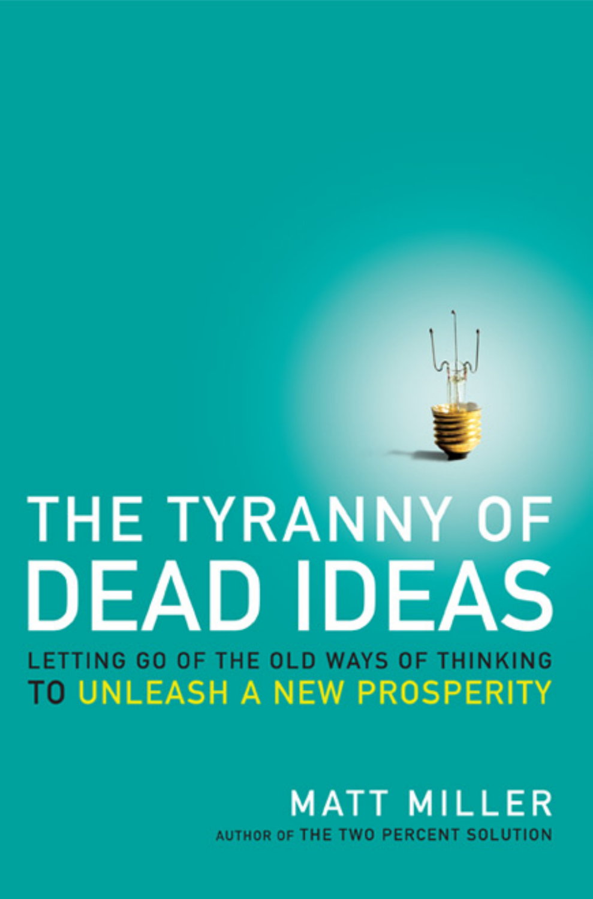# THE TYRANNY OF DEAD IDEAS

## LETTING GO OF THE OLD WAYS OF THINKING TO UNLEASH A NEW PROSPERITY

MATT MILLER

AUTHOR OF THE TWO PERCENT SOLUTION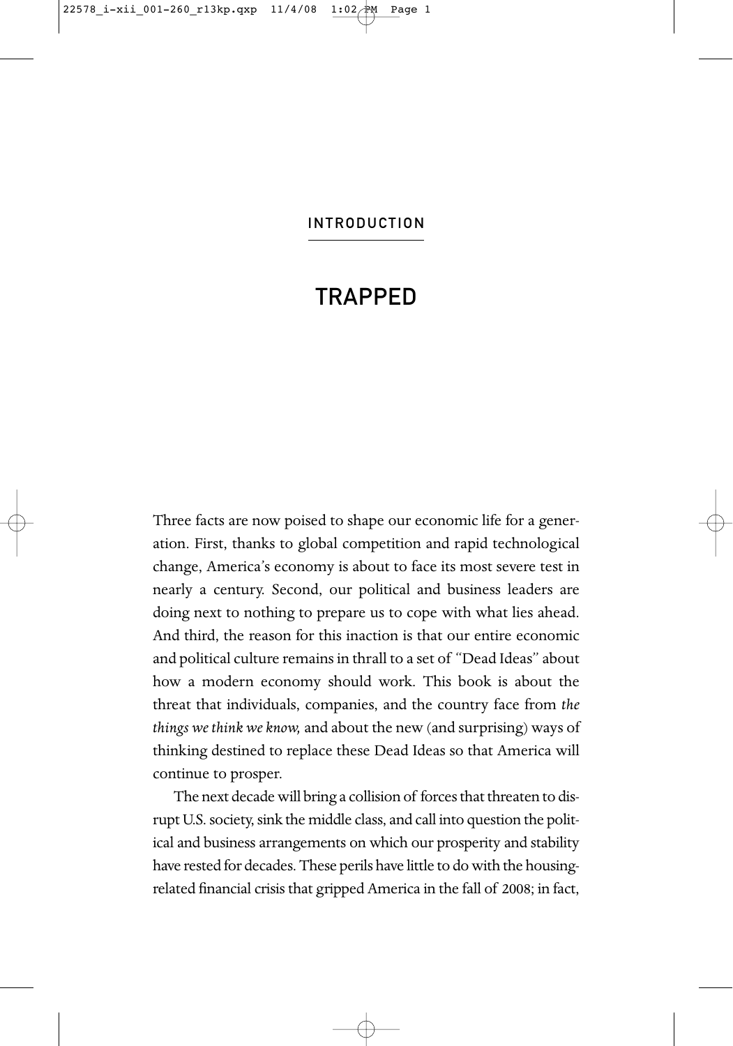INTRODUCTION

# TRAPPED

Three facts are now poised to shape our economic life for a generation. First, thanks to global competition and rapid technological change, America's economy is about to face its most severe test in nearly a century. Second, our political and business leaders are doing next to nothing to prepare us to cope with what lies ahead. And third, the reason for this inaction is that our entire economic and political culture remains in thrall to a set of "Dead Ideas" about how a modern economy should work. This book is about the threat that individuals, companies, and the country face from *the things we think we know,* and about the new (and surprising) ways of thinking destined to replace these Dead Ideas so that America will continue to prosper.

The next decade will bring a collision of forces that threaten to disrupt U.S. society, sink the middle class, and call into question the political and business arrangements on which our prosperity and stability have rested for decades. These perils have little to do with the housing-related financial crisis that gripped America in the fall of 2008; in fact,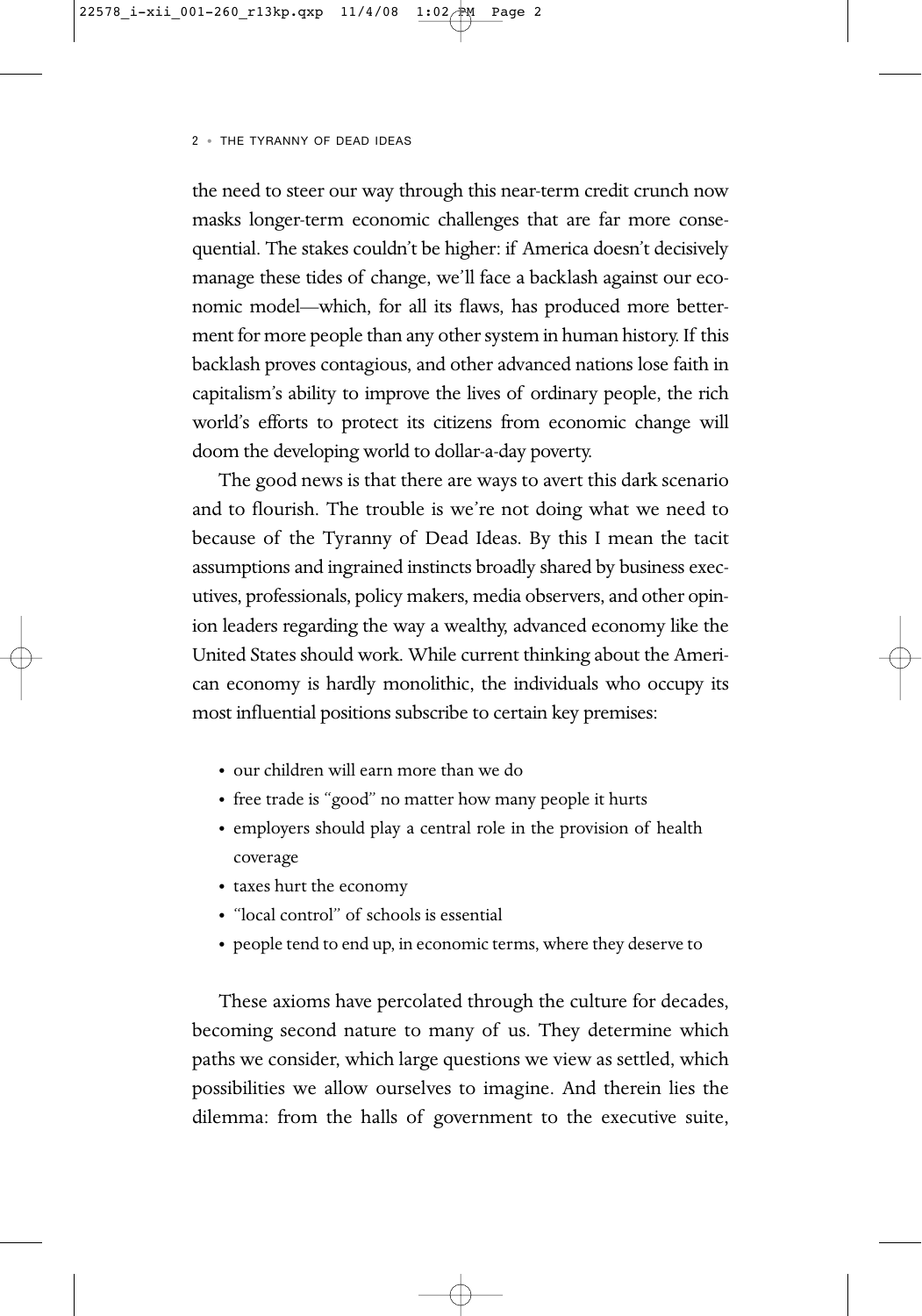the need to steer our way through this near-term credit crunch now masks longer-term economic challenges that are far more consequential. The stakes couldn't be higher: if America doesn't decisively manage these tides of change, we'll face a backlash against our economic model—which, for all its flaws, has produced more betterment for more people than any other system in human history. If this backlash proves contagious, and other advanced nations lose faith in capitalism's ability to improve the lives of ordinary people, the rich world's efforts to protect its citizens from economic change will doom the developing world to dollar-a-day poverty.

The good news is that there are ways to avert this dark scenario and to flourish. The trouble is we're not doing what we need to because of the Tyranny of Dead Ideas. By this I mean the tacit assumptions and ingrained instincts broadly shared by business executives, professionals, policy makers, media observers, and other opinion leaders regarding the way a wealthy, advanced economy like the United States should work. While current thinking about the American economy is hardly monolithic, the individuals who occupy its most influential positions subscribe to certain key premises:

- our children will earn more than we do
- free trade is "good" no matter how many people it hurts
- employers should play a central role in the provision of health coverage
- taxes hurt the economy
- "local control" of schools is essential
- people tend to end up, in economic terms, where they deserve to

These axioms have percolated through the culture for decades, becoming second nature to many of us. They determine which paths we consider, which large questions we view as settled, which possibilities we allow ourselves to imagine. And therein lies the dilemma: from the halls of government to the executive suite,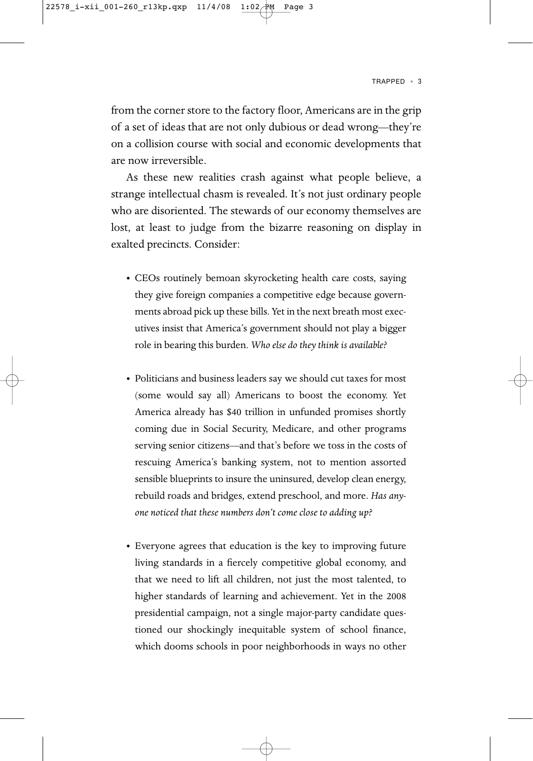from the corner store to the factory floor, Americans are in the grip of a set of ideas that are not only dubious or dead wrong—they're on a collision course with social and economic developments that are now irreversible.

As these new realities crash against what people believe, a strange intellectual chasm is revealed. It's not just ordinary people who are disoriented. The stewards of our economy themselves are lost, at least to judge from the bizarre reasoning on display in exalted precincts. Consider:

- CEOs routinely bemoan skyrocketing health care costs, saying they give foreign companies a competitive edge because governments abroad pick up these bills. Yet in the next breath most executives insist that America's government should not play a bigger role in bearing this burden. *Who else do they think is available?*

- Politicians and business leaders say we should cut taxes for most (some would say all) Americans to boost the economy. Yet America already has $40 trillion in unfunded promises shortly coming due in Social Security, Medicare, and other programs serving senior citizens—and that's before we toss in the costs of rescuing America's banking system, not to mention assorted sensible blueprints to insure the uninsured, develop clean energy, rebuild roads and bridges, extend preschool, and more. *Has anyone noticed that these numbers don't come close to adding up?*

- Everyone agrees that education is the key to improving future living standards in a fiercely competitive global economy, and that we need to lift all children, not just the most talented, to higher standards of learning and achievement. Yet in the 2008 presidential campaign, not a single major-party candidate questioned our shockingly inequitable system of school finance, which dooms schools in poor neighborhoods in ways no other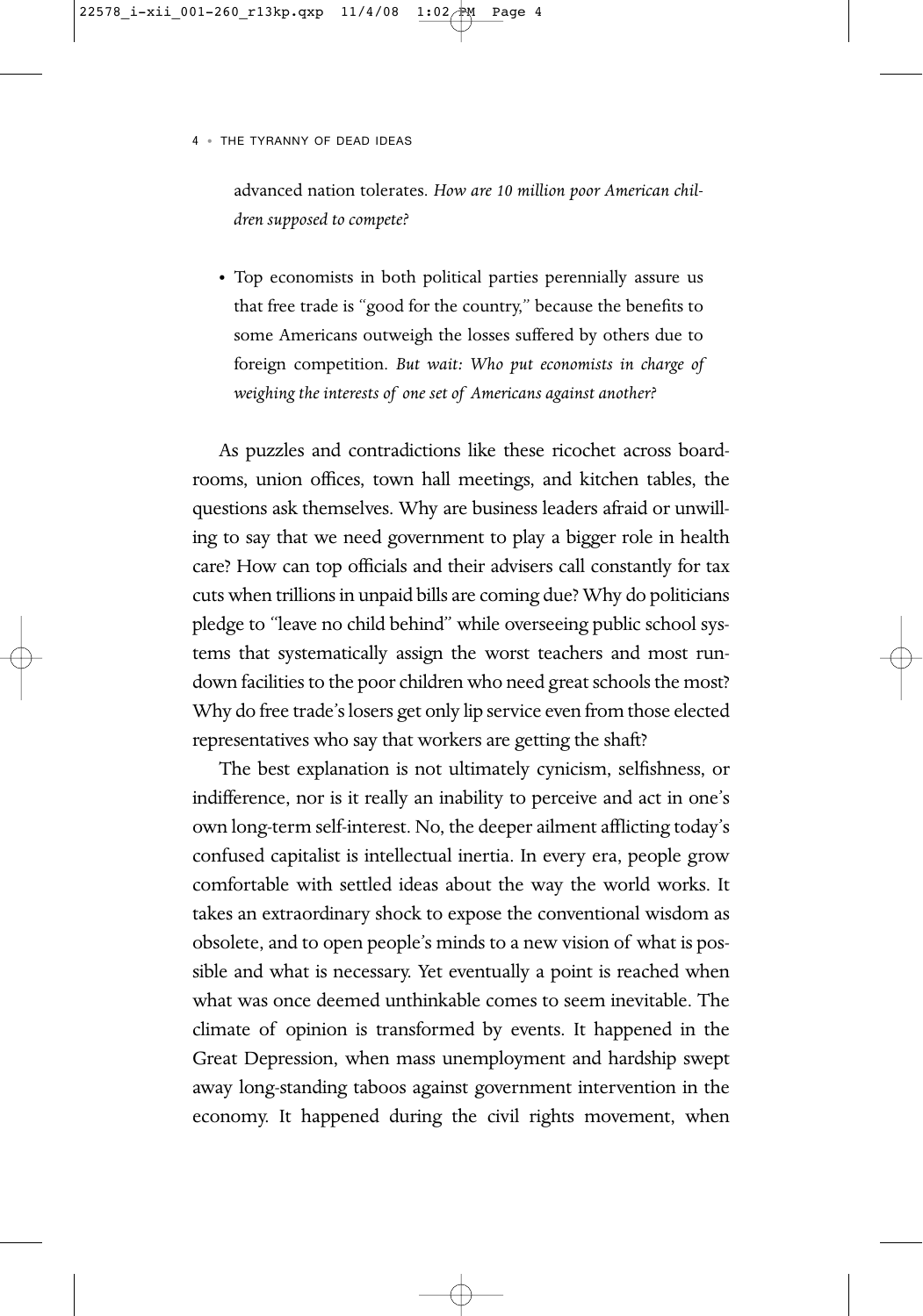advanced nation tolerates. *How are 10 million poor American children supposed to compete?*

- Top economists in both political parties perennially assure us that free trade is "good for the country," because the benefits to some Americans outweigh the losses suffered by others due to foreign competition. *But wait: Who put economists in charge of weighing the interests of one set of Americans against another?*

As puzzles and contradictions like these ricochet across boardrooms, union offices, town hall meetings, and kitchen tables, the questions ask themselves. Why are business leaders afraid or unwilling to say that we need government to play a bigger role in health care? How can top officials and their advisers call constantly for tax cuts when trillions in unpaid bills are coming due? Why do politicians pledge to "leave no child behind" while overseeing public school systems that systematically assign the worst teachers and most rundown facilities to the poor children who need great schools the most? Why do free trade's losers get only lip service even from those elected representatives who say that workers are getting the shaft?

The best explanation is not ultimately cynicism, selfishness, or indifference, nor is it really an inability to perceive and act in one's own long-term self-interest. No, the deeper ailment afflicting today's confused capitalist is intellectual inertia. In every era, people grow comfortable with settled ideas about the way the world works. It takes an extraordinary shock to expose the conventional wisdom as obsolete, and to open people's minds to a new vision of what is possible and what is necessary. Yet eventually a point is reached when what was once deemed unthinkable comes to seem inevitable. The climate of opinion is transformed by events. It happened in the Great Depression, when mass unemployment and hardship swept away long-standing taboos against government intervention in the economy. It happened during the civil rights movement, when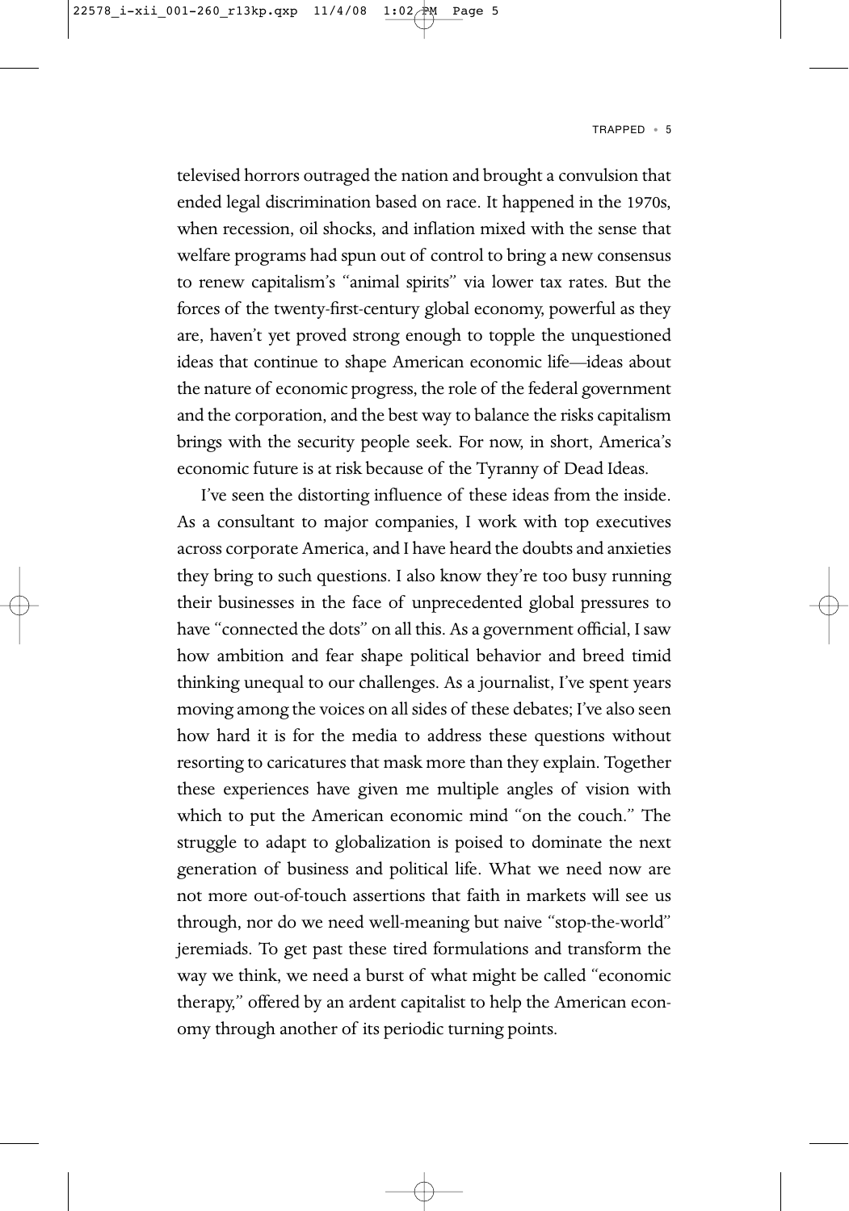televised horrors outraged the nation and brought a convulsion that ended legal discrimination based on race. It happened in the 1970s, when recession, oil shocks, and inflation mixed with the sense that welfare programs had spun out of control to bring a new consensus to renew capitalism's "animal spirits" via lower tax rates. But the forces of the twenty-first-century global economy, powerful as they are, haven't yet proved strong enough to topple the unquestioned ideas that continue to shape American economic life—ideas about the nature of economic progress, the role of the federal government and the corporation, and the best way to balance the risks capitalism brings with the security people seek. For now, in short, America's economic future is at risk because of the Tyranny of Dead Ideas.

I've seen the distorting influence of these ideas from the inside. As a consultant to major companies, I work with top executives across corporate America, and I have heard the doubts and anxieties they bring to such questions. I also know they're too busy running their businesses in the face of unprecedented global pressures to have "connected the dots" on all this. As a government official, I saw how ambition and fear shape political behavior and breed timid thinking unequal to our challenges. As a journalist, I've spent years moving among the voices on all sides of these debates; I've also seen how hard it is for the media to address these questions without resorting to caricatures that mask more than they explain. Together these experiences have given me multiple angles of vision with which to put the American economic mind "on the couch." The struggle to adapt to globalization is poised to dominate the next generation of business and political life. What we need now are not more out-of-touch assertions that faith in markets will see us through, nor do we need well-meaning but naive "stop-the-world" jeremiads. To get past these tired formulations and transform the way we think, we need a burst of what might be called "economic therapy," offered by an ardent capitalist to help the American economy through another of its periodic turning points.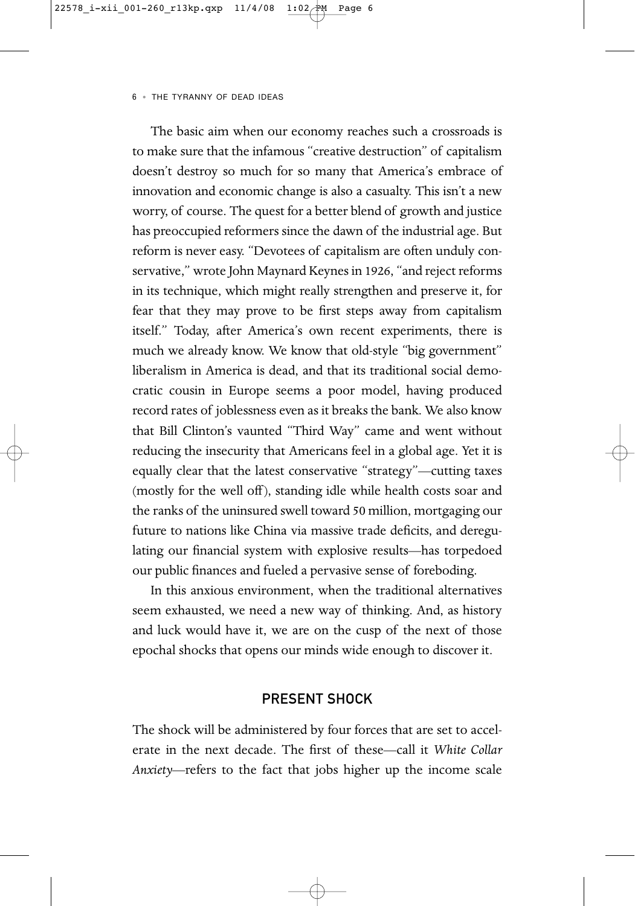The basic aim when our economy reaches such a crossroads is to make sure that the infamous "creative destruction" of capitalism doesn't destroy so much for so many that America's embrace of innovation and economic change is also a casualty. This isn't a new worry, of course. The quest for a better blend of growth and justice has preoccupied reformers since the dawn of the industrial age. But reform is never easy. "Devotees of capitalism are often unduly conservative," wrote John Maynard Keynes in 1926, "and reject reforms in its technique, which might really strengthen and preserve it, for fear that they may prove to be first steps away from capitalism itself." Today, after America's own recent experiments, there is much we already know. We know that old-style "big government" liberalism in America is dead, and that its traditional social democratic cousin in Europe seems a poor model, having produced record rates of joblessness even as it breaks the bank. We also know that Bill Clinton's vaunted "Third Way" came and went without reducing the insecurity that Americans feel in a global age. Yet it is equally clear that the latest conservative "strategy"—cutting taxes (mostly for the well off), standing idle while health costs soar and the ranks of the uninsured swell toward 50 million, mortgaging our future to nations like China via massive trade deficits, and deregulating our financial system with explosive results—has torpedoed our public finances and fueled a pervasive sense of foreboding.

In this anxious environment, when the traditional alternatives seem exhausted, we need a new way of thinking. And, as history and luck would have it, we are on the cusp of the next of those epochal shocks that opens our minds wide enough to discover it.

## PRESENT SHOCK

The shock will be administered by four forces that are set to accelerate in the next decade. The first of these—call it *White Collar Anxiety*—refers to the fact that jobs higher up the income scale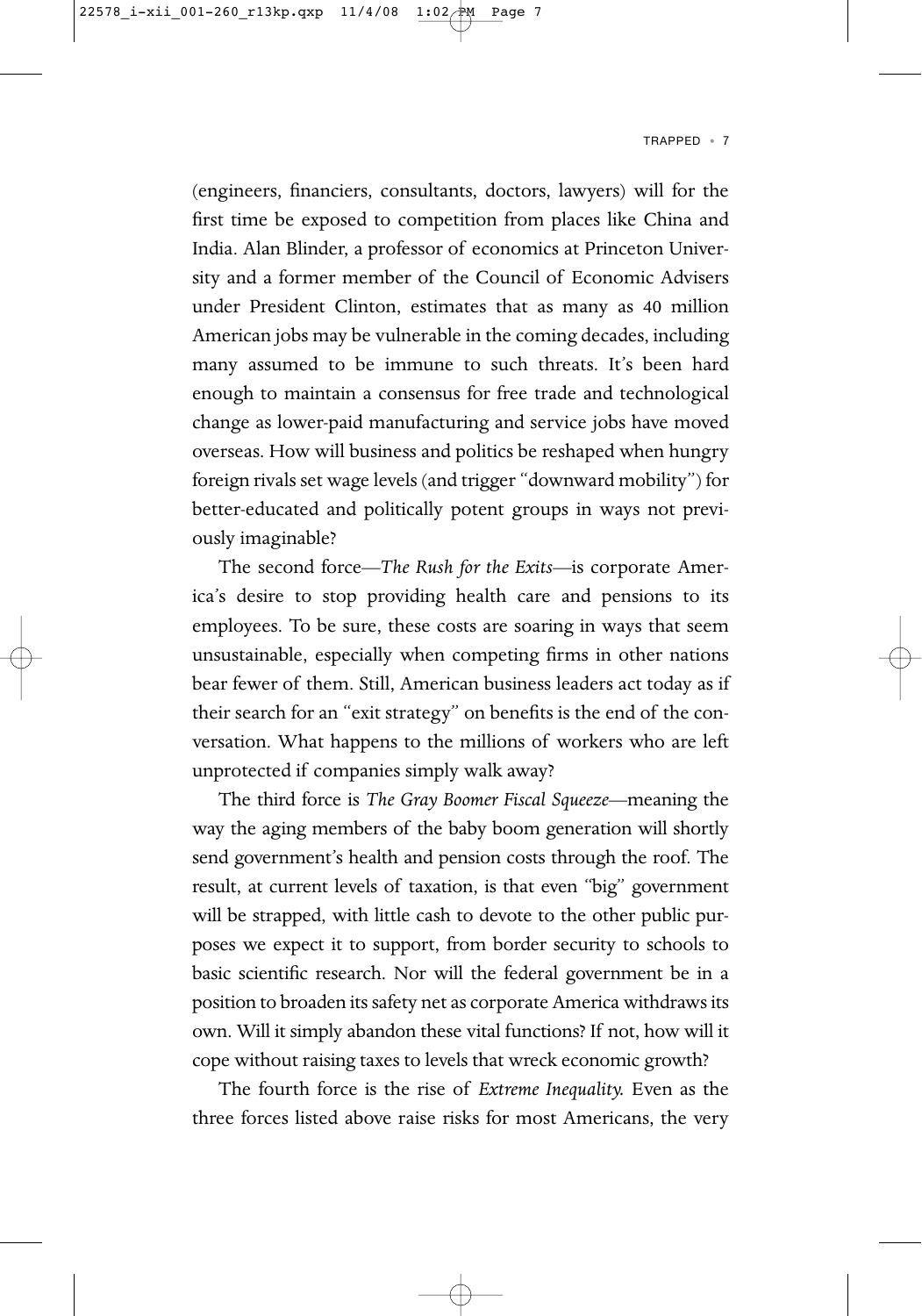(engineers, financiers, consultants, doctors, lawyers) will for the first time be exposed to competition from places like China and India. Alan Blinder, a professor of economics at Princeton University and a former member of the Council of Economic Advisers under President Clinton, estimates that as many as 40 million American jobs may be vulnerable in the coming decades, including many assumed to be immune to such threats. It's been hard enough to maintain a consensus for free trade and technological change as lower-paid manufacturing and service jobs have moved overseas. How will business and politics be reshaped when hungry foreign rivals set wage levels (and trigger "downward mobility") for better-educated and politically potent groups in ways not previously imaginable?

The second force—*The Rush for the Exits*—is corporate America's desire to stop providing health care and pensions to its employees. To be sure, these costs are soaring in ways that seem unsustainable, especially when competing firms in other nations bear fewer of them. Still, American business leaders act today as if their search for an "exit strategy" on benefits is the end of the conversation. What happens to the millions of workers who are left unprotected if companies simply walk away?

The third force is *The Gray Boomer Fiscal Squeeze*—meaning the way the aging members of the baby boom generation will shortly send government's health and pension costs through the roof. The result, at current levels of taxation, is that even "big" government will be strapped, with little cash to devote to the other public purposes we expect it to support, from border security to schools to basic scientific research. Nor will the federal government be in a position to broaden its safety net as corporate America withdraws its own. Will it simply abandon these vital functions? If not, how will it cope without raising taxes to levels that wreck economic growth?

The fourth force is the rise of *Extreme Inequality.* Even as the three forces listed above raise risks for most Americans, the very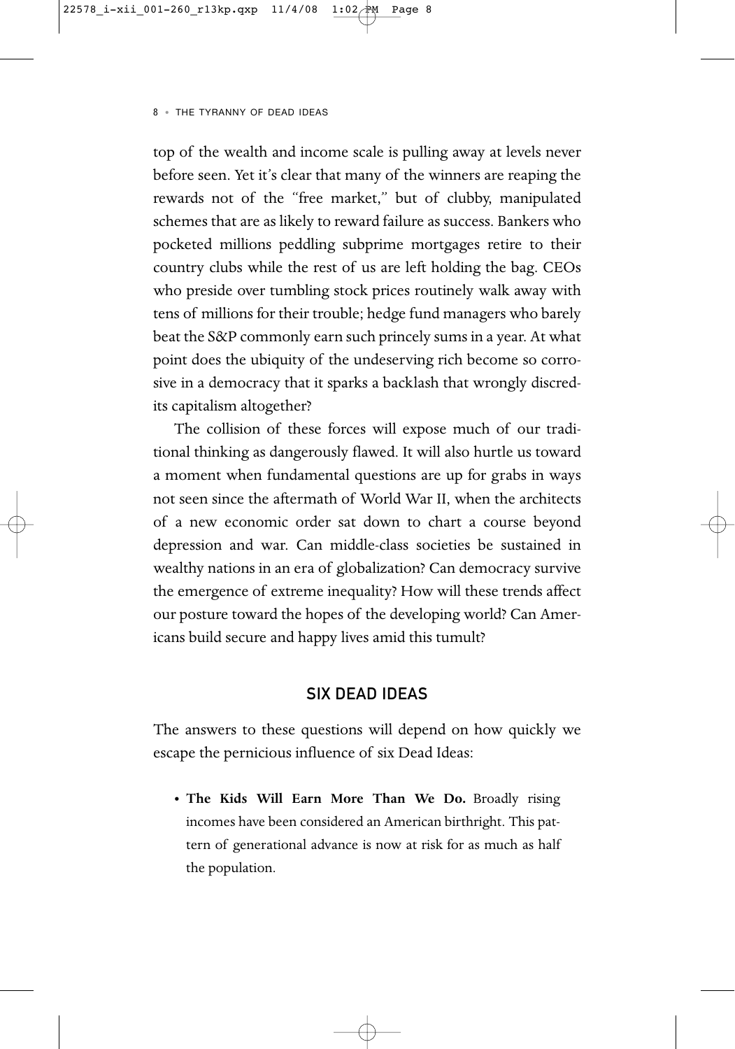top of the wealth and income scale is pulling away at levels never before seen. Yet it's clear that many of the winners are reaping the rewards not of the "free market," but of clubby, manipulated schemes that are as likely to reward failure as success. Bankers who pocketed millions peddling subprime mortgages retire to their country clubs while the rest of us are left holding the bag. CEOs who preside over tumbling stock prices routinely walk away with tens of millions for their trouble; hedge fund managers who barely beat the S&P commonly earn such princely sums in a year. At what point does the ubiquity of the undeserving rich become so corrosive in a democracy that it sparks a backlash that wrongly discredits capitalism altogether?

The collision of these forces will expose much of our traditional thinking as dangerously flawed. It will also hurtle us toward a moment when fundamental questions are up for grabs in ways not seen since the aftermath of World War II, when the architects of a new economic order sat down to chart a course beyond depression and war. Can middle-class societies be sustained in wealthy nations in an era of globalization? Can democracy survive the emergence of extreme inequality? How will these trends affect our posture toward the hopes of the developing world? Can Americans build secure and happy lives amid this tumult?

## SIX DEAD IDEAS

The answers to these questions will depend on how quickly we escape the pernicious influence of six Dead Ideas:

- **The Kids Will Earn More Than We Do.** Broadly rising incomes have been considered an American birthright. This pattern of generational advance is now at risk for as much as half the population.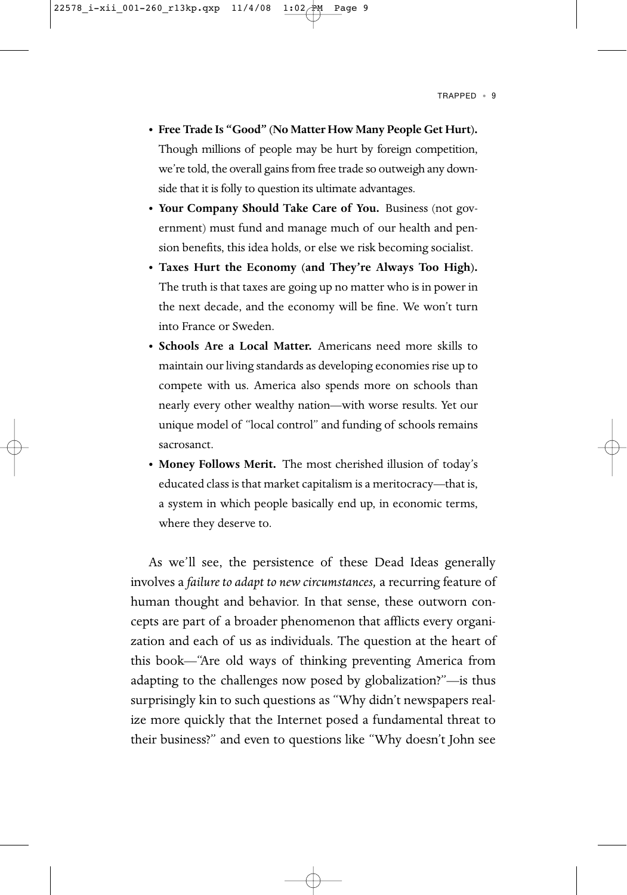- **Free Trade Is "Good" (No Matter How Many People Get Hurt).** Though millions of people may be hurt by foreign competition, we're told, the overall gains from free trade so outweigh any downside that it is folly to question its ultimate advantages.
- **Your Company Should Take Care of You.** Business (not government) must fund and manage much of our health and pension benefits, this idea holds, or else we risk becoming socialist.
- **Taxes Hurt the Economy (and They're Always Too High).** The truth is that taxes are going up no matter who is in power in the next decade, and the economy will be fine. We won't turn into France or Sweden.
- **Schools Are a Local Matter.** Americans need more skills to maintain our living standards as developing economies rise up to compete with us. America also spends more on schools than nearly every other wealthy nation—with worse results. Yet our unique model of "local control" and funding of schools remains sacrosanct.
- **Money Follows Merit.** The most cherished illusion of today's educated class is that market capitalism is a meritocracy—that is, a system in which people basically end up, in economic terms, where they deserve to.

As we'll see, the persistence of these Dead Ideas generally involves a *failure to adapt to new circumstances,* a recurring feature of human thought and behavior. In that sense, these outworn concepts are part of a broader phenomenon that afflicts every organization and each of us as individuals. The question at the heart of this book—"Are old ways of thinking preventing America from adapting to the challenges now posed by globalization?"—is thus surprisingly kin to such questions as "Why didn't newspapers realize more quickly that the Internet posed a fundamental threat to their business?" and even to questions like "Why doesn't John see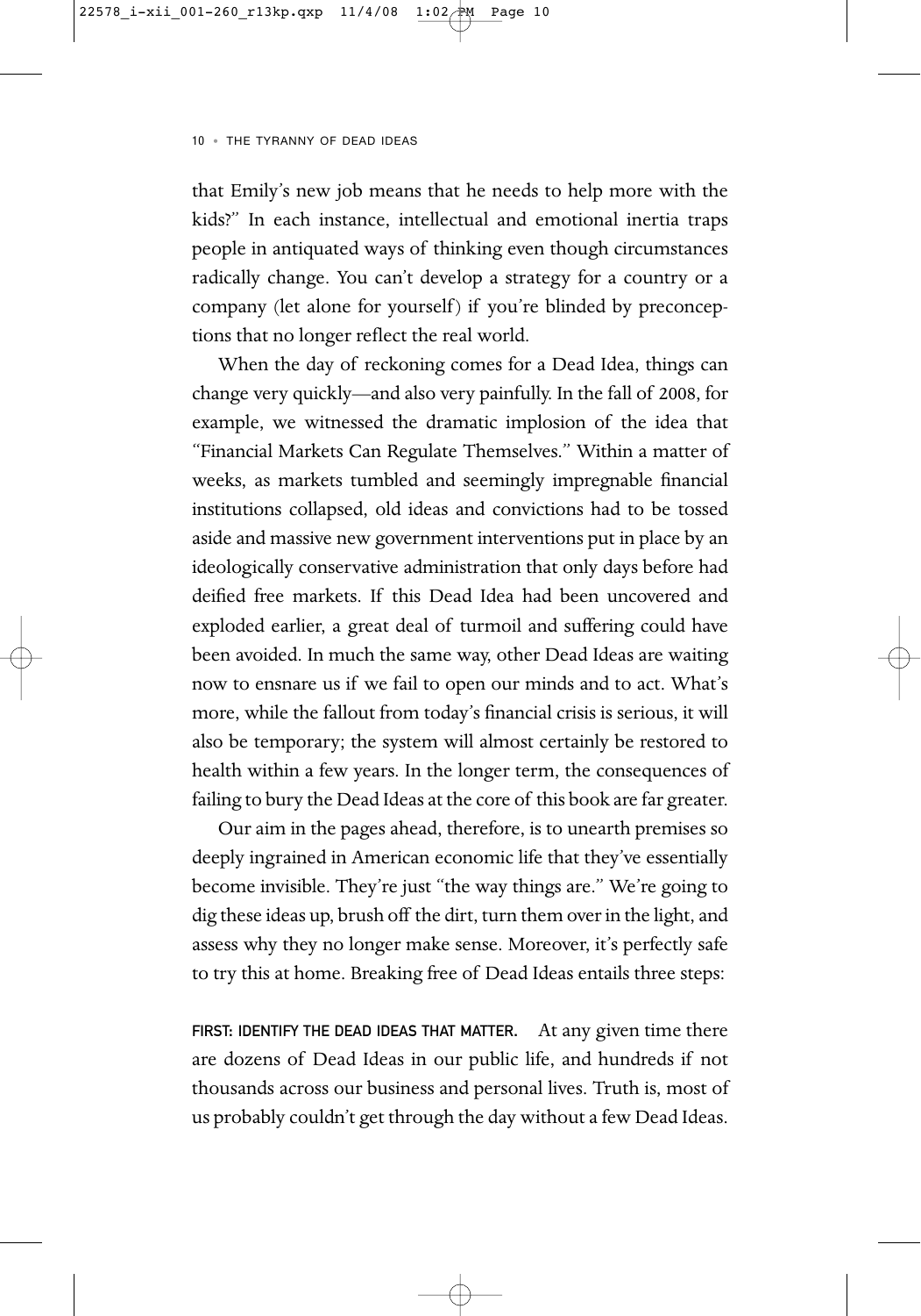that Emily's new job means that he needs to help more with the kids?" In each instance, intellectual and emotional inertia traps people in antiquated ways of thinking even though circumstances radically change. You can't develop a strategy for a country or a company (let alone for yourself) if you're blinded by preconceptions that no longer reflect the real world.

When the day of reckoning comes for a Dead Idea, things can change very quickly—and also very painfully. In the fall of 2008, for example, we witnessed the dramatic implosion of the idea that "Financial Markets Can Regulate Themselves." Within a matter of weeks, as markets tumbled and seemingly impregnable financial institutions collapsed, old ideas and convictions had to be tossed aside and massive new government interventions put in place by an ideologically conservative administration that only days before had deified free markets. If this Dead Idea had been uncovered and exploded earlier, a great deal of turmoil and suffering could have been avoided. In much the same way, other Dead Ideas are waiting now to ensnare us if we fail to open our minds and to act. What's more, while the fallout from today's financial crisis is serious, it will also be temporary; the system will almost certainly be restored to health within a few years. In the longer term, the consequences of failing to bury the Dead Ideas at the core of this book are far greater.

Our aim in the pages ahead, therefore, is to unearth premises so deeply ingrained in American economic life that they've essentially become invisible. They're just "the way things are." We're going to dig these ideas up, brush off the dirt, turn them over in the light, and assess why they no longer make sense. Moreover, it's perfectly safe to try this at home. Breaking free of Dead Ideas entails three steps:

**FIRST: IDENTIFY THE DEAD IDEAS THAT MATTER.** At any given time there are dozens of Dead Ideas in our public life, and hundreds if not thousands across our business and personal lives. Truth is, most of us probably couldn't get through the day without a few Dead Ideas.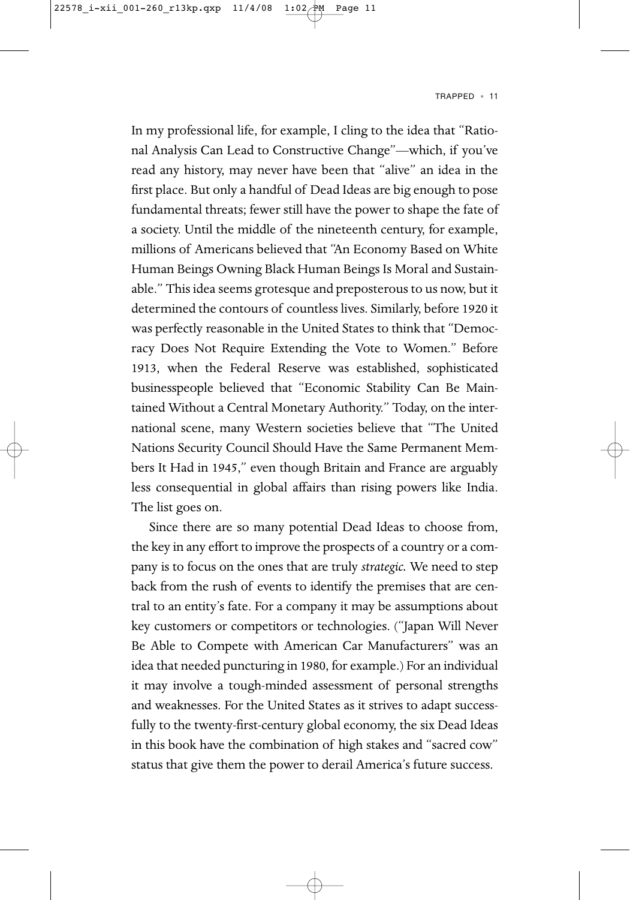In my professional life, for example, I cling to the idea that "Rational Analysis Can Lead to Constructive Change"—which, if you've read any history, may never have been that "alive" an idea in the first place. But only a handful of Dead Ideas are big enough to pose fundamental threats; fewer still have the power to shape the fate of a society. Until the middle of the nineteenth century, for example, millions of Americans believed that "An Economy Based on White Human Beings Owning Black Human Beings Is Moral and Sustainable." This idea seems grotesque and preposterous to us now, but it determined the contours of countless lives. Similarly, before 1920 it was perfectly reasonable in the United States to think that "Democracy Does Not Require Extending the Vote to Women." Before 1913, when the Federal Reserve was established, sophisticated businesspeople believed that "Economic Stability Can Be Maintained Without a Central Monetary Authority." Today, on the international scene, many Western societies believe that "The United Nations Security Council Should Have the Same Permanent Members It Had in 1945," even though Britain and France are arguably less consequential in global affairs than rising powers like India. The list goes on.

Since there are so many potential Dead Ideas to choose from, the key in any effort to improve the prospects of a country or a company is to focus on the ones that are truly *strategic.* We need to step back from the rush of events to identify the premises that are central to an entity's fate. For a company it may be assumptions about key customers or competitors or technologies. ("Japan Will Never Be Able to Compete with American Car Manufacturers" was an idea that needed puncturing in 1980, for example.) For an individual it may involve a tough-minded assessment of personal strengths and weaknesses. For the United States as it strives to adapt successfully to the twenty-first-century global economy, the six Dead Ideas in this book have the combination of high stakes and "sacred cow" status that give them the power to derail America's future success.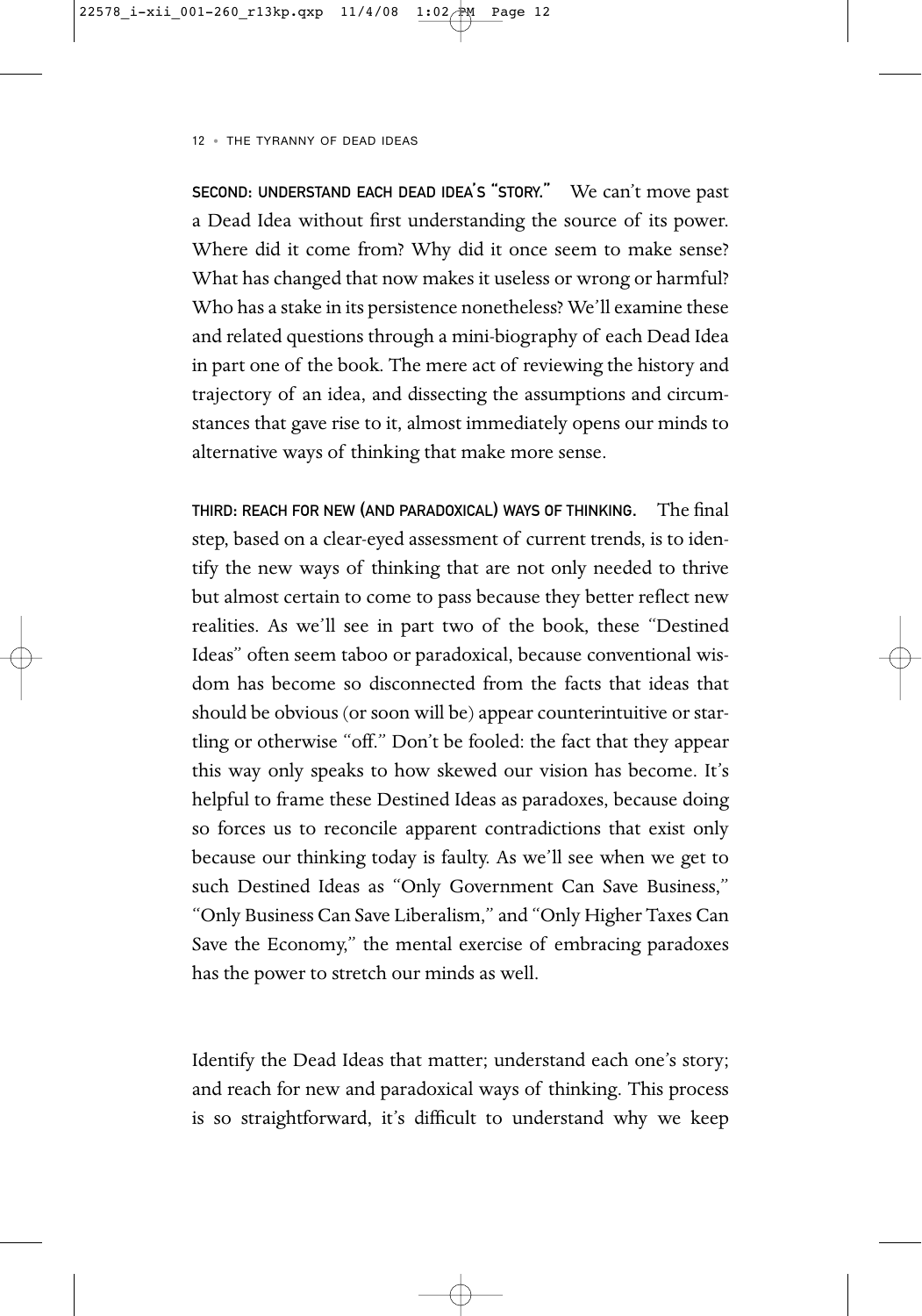**SECOND: UNDERSTAND EACH DEAD IDEA'S "STORY."** We can't move past a Dead Idea without first understanding the source of its power. Where did it come from? Why did it once seem to make sense? What has changed that now makes it useless or wrong or harmful? Who has a stake in its persistence nonetheless? We'll examine these and related questions through a mini-biography of each Dead Idea in part one of the book. The mere act of reviewing the history and trajectory of an idea, and dissecting the assumptions and circumstances that gave rise to it, almost immediately opens our minds to alternative ways of thinking that make more sense.

**THIRD: REACH FOR NEW (AND PARADOXICAL) WAYS OF THINKING.** The final step, based on a clear-eyed assessment of current trends, is to identify the new ways of thinking that are not only needed to thrive but almost certain to come to pass because they better reflect new realities. As we'll see in part two of the book, these "Destined Ideas" often seem taboo or paradoxical, because conventional wisdom has become so disconnected from the facts that ideas that should be obvious (or soon will be) appear counterintuitive or startling or otherwise "off." Don't be fooled: the fact that they appear this way only speaks to how skewed our vision has become. It's helpful to frame these Destined Ideas as paradoxes, because doing so forces us to reconcile apparent contradictions that exist only because our thinking today is faulty. As we'll see when we get to such Destined Ideas as "Only Government Can Save Business," "Only Business Can Save Liberalism," and "Only Higher Taxes Can Save the Economy," the mental exercise of embracing paradoxes has the power to stretch our minds as well.

Identify the Dead Ideas that matter; understand each one's story; and reach for new and paradoxical ways of thinking. This process is so straightforward, it's difficult to understand why we keep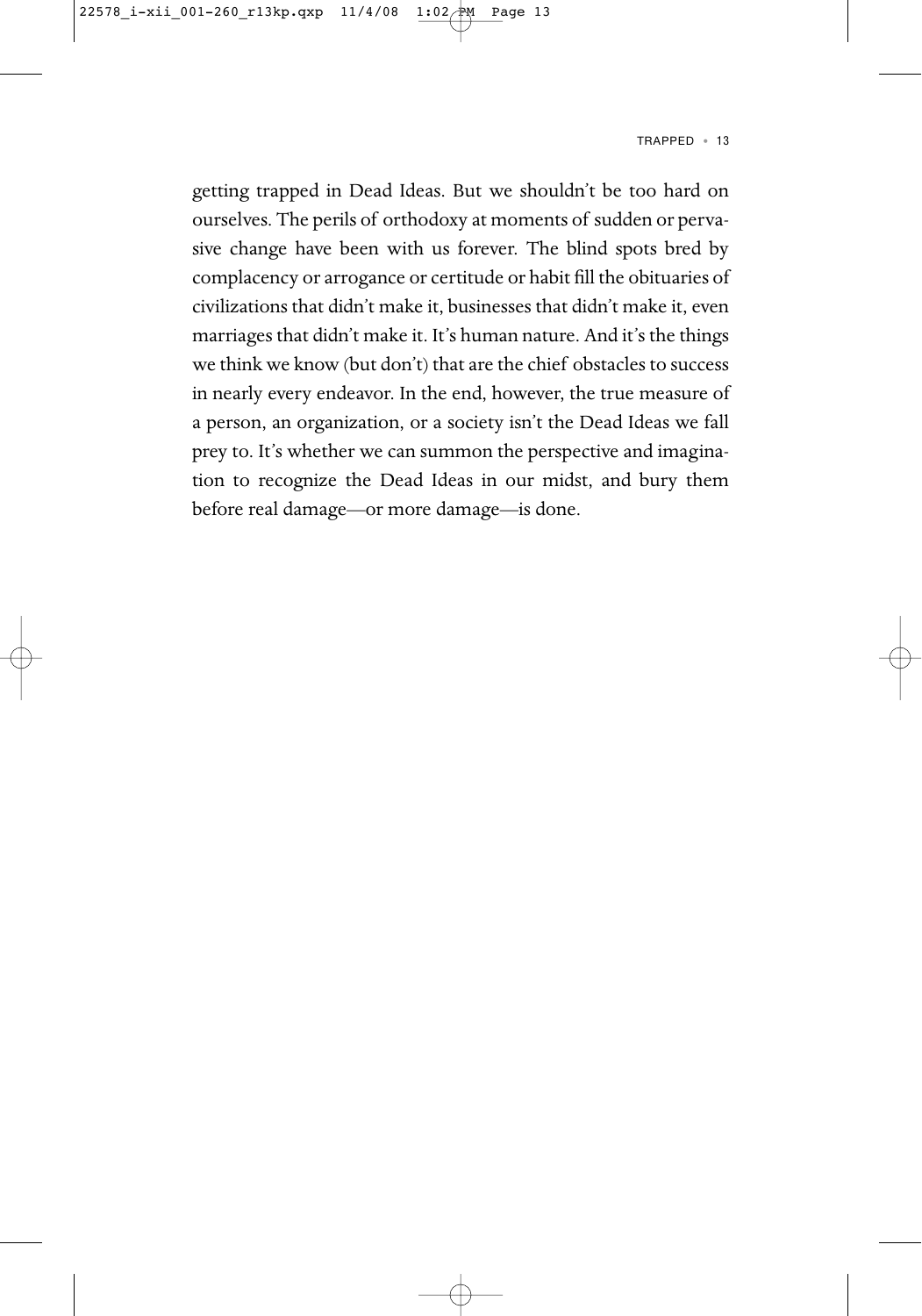getting trapped in Dead Ideas. But we shouldn't be too hard on ourselves. The perils of orthodoxy at moments of sudden or pervasive change have been with us forever. The blind spots bred by complacency or arrogance or certitude or habit fill the obituaries of civilizations that didn't make it, businesses that didn't make it, even marriages that didn't make it. It's human nature. And it's the things we think we know (but don't) that are the chief obstacles to success in nearly every endeavor. In the end, however, the true measure of a person, an organization, or a society isn't the Dead Ideas we fall prey to. It's whether we can summon the perspective and imagination to recognize the Dead Ideas in our midst, and bury them before real damage—or more damage—is done.